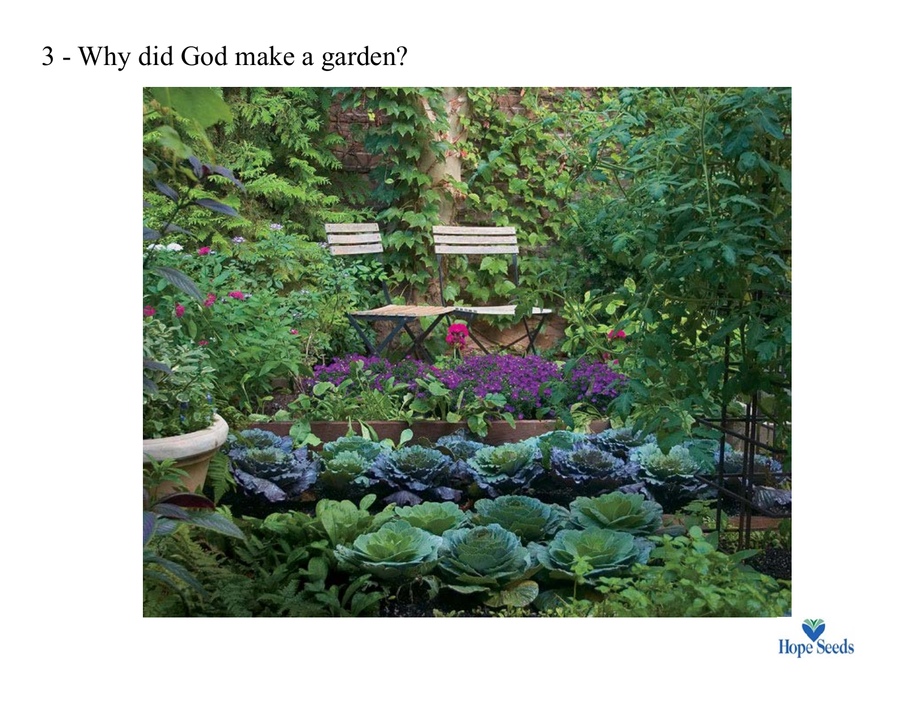# 3 - Why did God make a garden?

Hope Seeds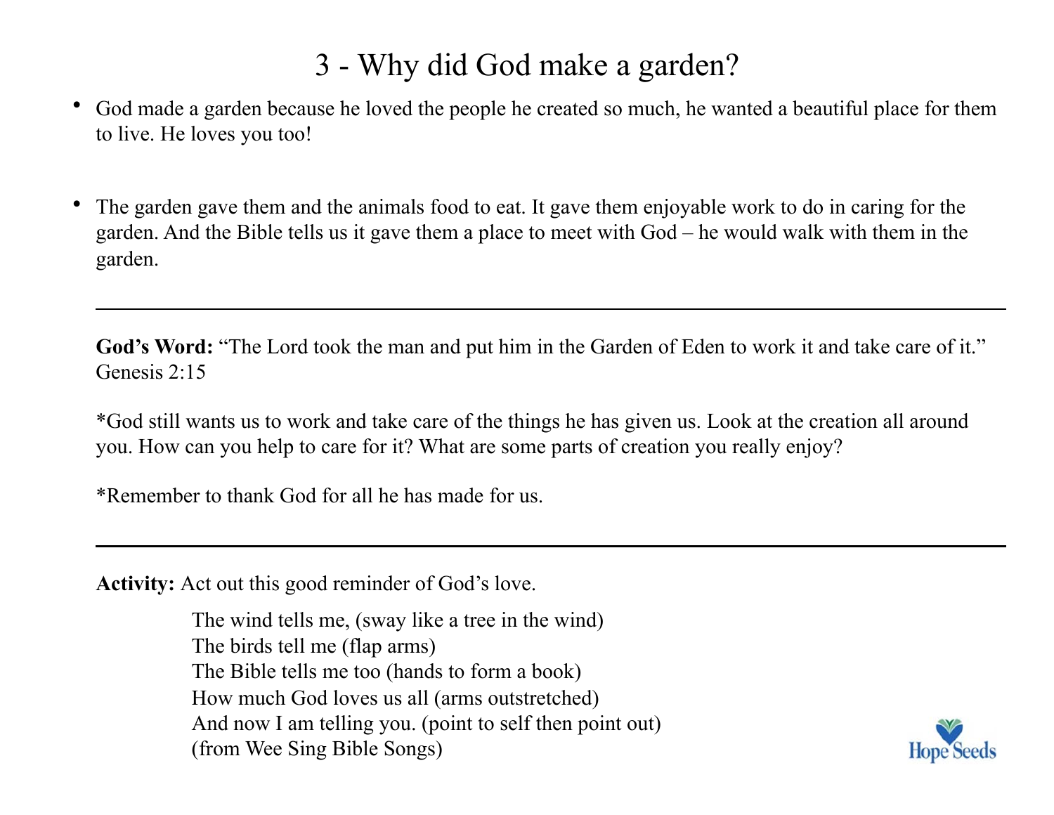# 3 - Why did God make a garden?

- God made a garden because he loved the people he created so much, he wanted a beautiful place for them to live. He loves you too!

- The garden gave them and the animals food to eat. It gave them enjoyable work to do in caring for the garden. And the Bible tells us it gave them a place to meet with God – he would walk with them in the garden.

---

**God's Word:** "The Lord took the man and put him in the Garden of Eden to work it and take care of it." Genesis 2:15

*God still wants us to work and take care of the things he has given us. Look at the creation all around you. How can you help to care for it? What are some parts of creation you really enjoy?

*Remember to thank God for all he has made for us.

---

**Activity:** Act out this good reminder of God's love.

The wind tells me, (sway like a tree in the wind)
The birds tell me (flap arms)
The Bible tells me too (hands to form a book)
How much God loves us all (arms outstretched)
And now I am telling you. (point to self then point out)
(from Wee Sing Bible Songs)

Hope Seeds